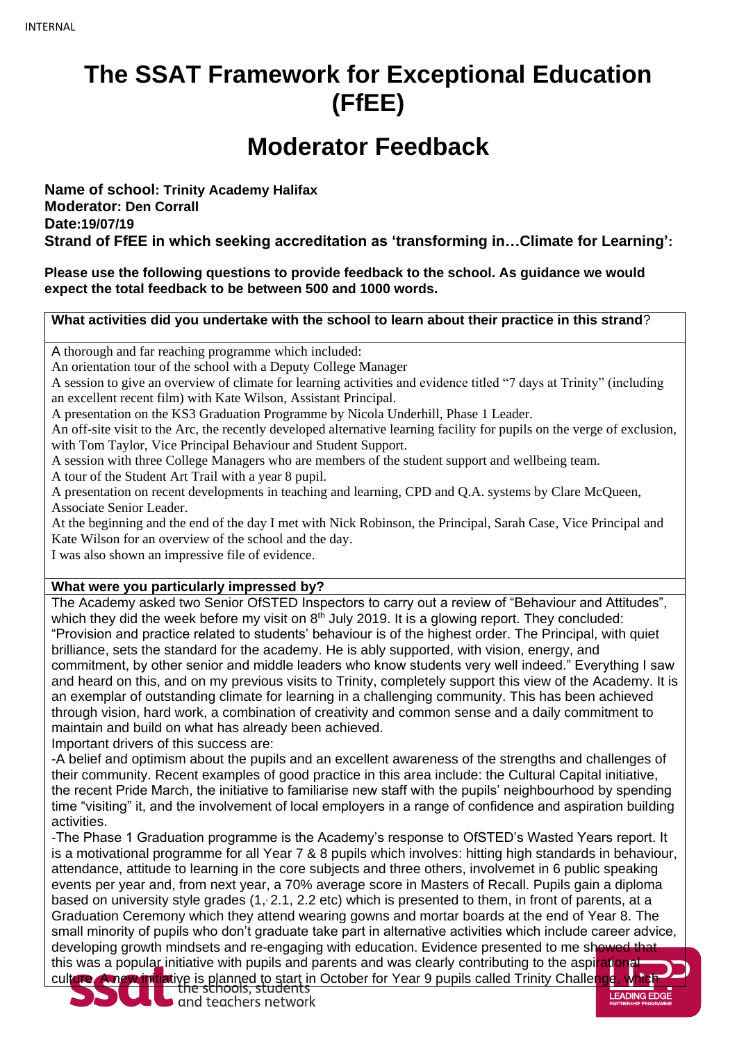# The SSAT Framework for Exceptional Education (FfEE)

## Moderator Feedback

**Name of school: Trinity Academy Halifax**
**Moderator: Den Corrall**
**Date:19/07/19**
**Strand of FfEE in which seeking accreditation as 'transforming in…Climate for Learning':**

**Please use the following questions to provide feedback to the school. As guidance we would expect the total feedback to be between 500 and 1000 words.**

**What activities did you undertake with the school to learn about their practice in this strand?**

A thorough and far reaching programme which included:
An orientation tour of the school with a Deputy College Manager
A session to give an overview of climate for learning activities and evidence titled "7 days at Trinity" (including an excellent recent film) with Kate Wilson, Assistant Principal.
A presentation on the KS3 Graduation Programme by Nicola Underhill, Phase 1 Leader.
An off-site visit to the Arc, the recently developed alternative learning facility for pupils on the verge of exclusion, with Tom Taylor, Vice Principal Behaviour and Student Support.
A session with three College Managers who are members of the student support and wellbeing team.
A tour of the Student Art Trail with a year 8 pupil.
A presentation on recent developments in teaching and learning, CPD and Q.A. systems by Clare McQueen, Associate Senior Leader.
At the beginning and the end of the day I met with Nick Robinson, the Principal, Sarah Case, Vice Principal and Kate Wilson for an overview of the school and the day.
I was also shown an impressive file of evidence.

**What were you particularly impressed by?**

The Academy asked two Senior OfSTED Inspectors to carry out a review of "Behaviour and Attitudes", which they did the week before my visit on 8th July 2019. It is a glowing report. They concluded: "Provision and practice related to students' behaviour is of the highest order. The Principal, with quiet brilliance, sets the standard for the academy. He is ably supported, with vision, energy, and commitment, by other senior and middle leaders who know students very well indeed." Everything I saw and heard on this, and on my previous visits to Trinity, completely support this view of the Academy. It is an exemplar of outstanding climate for learning in a challenging community. This has been achieved through vision, hard work, a combination of creativity and common sense and a daily commitment to maintain and build on what has already been achieved.

Important drivers of this success are:

-A belief and optimism about the pupils and an excellent awareness of the strengths and challenges of their community. Recent examples of good practice in this area include: the Cultural Capital initiative, the recent Pride March, the initiative to familiarise new staff with the pupils' neighbourhood by spending time "visiting" it, and the involvement of local employers in a range of confidence and aspiration building activities.

-The Phase 1 Graduation programme is the Academy's response to OfSTED's Wasted Years report. It is a motivational programme for all Year 7 & 8 pupils which involves: hitting high standards in behaviour, attendance, attitude to learning in the core subjects and three others, involvemet in 6 public speaking events per year and, from next year, a 70% average score in Masters of Recall. Pupils gain a diploma based on university style grades (1, 2.1, 2.2 etc) which is presented to them, in front of parents, at a Graduation Ceremony which they attend wearing gowns and mortar boards at the end of Year 8. The small minority of pupils who don't graduate take part in alternative activities which include career advice, developing growth mindsets and re-engaging with education. Evidence presented to me showed that this was a popular initiative with pupils and parents and was clearly contributing to the aspirational culture. A new initiative is planned to start in October for Year 9 pupils called Trinity Challenge, which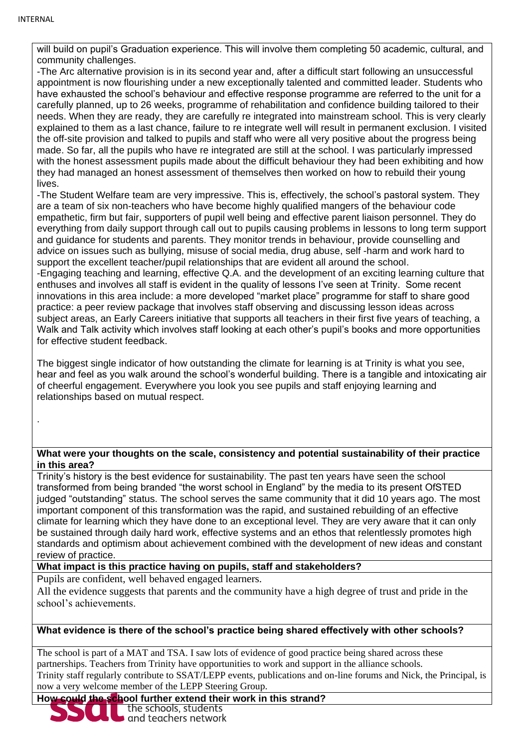will build on pupil's Graduation experience. This will involve them completing 50 academic, cultural, and community challenges.

-The Arc alternative provision is in its second year and, after a difficult start following an unsuccessful appointment is now flourishing under a new exceptionally talented and committed leader. Students who have exhausted the school's behaviour and effective response programme are referred to the unit for a carefully planned, up to 26 weeks, programme of rehabilitation and confidence building tailored to their needs. When they are ready, they are carefully re integrated into mainstream school. This is very clearly explained to them as a last chance, failure to re integrate well will result in permanent exclusion. I visited the off-site provision and talked to pupils and staff who were all very positive about the progress being made. So far, all the pupils who have re integrated are still at the school. I was particularly impressed with the honest assessment pupils made about the difficult behaviour they had been exhibiting and how they had managed an honest assessment of themselves then worked on how to rebuild their young lives.

-The Student Welfare team are very impressive. This is, effectively, the school's pastoral system. They are a team of six non-teachers who have become highly qualified mangers of the behaviour code empathetic, firm but fair, supporters of pupil well being and effective parent liaison personnel. They do everything from daily support through call out to pupils causing problems in lessons to long term support and guidance for students and parents. They monitor trends in behaviour, provide counselling and advice on issues such as bullying, misuse of social media, drug abuse, self -harm and work hard to support the excellent teacher/pupil relationships that are evident all around the school.

-Engaging teaching and learning, effective Q.A. and the development of an exciting learning culture that enthuses and involves all staff is evident in the quality of lessons I've seen at Trinity. Some recent innovations in this area include: a more developed "market place" programme for staff to share good practice: a peer review package that involves staff observing and discussing lesson ideas across subject areas, an Early Careers initiative that supports all teachers in their first five years of teaching, a Walk and Talk activity which involves staff looking at each other's pupil's books and more opportunities for effective student feedback.

The biggest single indicator of how outstanding the climate for learning is at Trinity is what you see, hear and feel as you walk around the school's wonderful building. There is a tangible and intoxicating air of cheerful engagement. Everywhere you look you see pupils and staff enjoying learning and relationships based on mutual respect.

.

**What were your thoughts on the scale, consistency and potential sustainability of their practice in this area?**

Trinity's history is the best evidence for sustainability. The past ten years have seen the school transformed from being branded "the worst school in England" by the media to its present OfSTED judged "outstanding" status. The school serves the same community that it did 10 years ago. The most important component of this transformation was the rapid, and sustained rebuilding of an effective climate for learning which they have done to an exceptional level. They are very aware that it can only be sustained through daily hard work, effective systems and an ethos that relentlessly promotes high standards and optimism about achievement combined with the development of new ideas and constant review of practice.

**What impact is this practice having on pupils, staff and stakeholders?**

Pupils are confident, well behaved engaged learners.

All the evidence suggests that parents and the community have a high degree of trust and pride in the school's achievements.

**What evidence is there of the school's practice being shared effectively with other schools?**

The school is part of a MAT and TSA. I saw lots of evidence of good practice being shared across these partnerships. Teachers from Trinity have opportunities to work and support in the alliance schools.

Trinity staff regularly contribute to SSAT/LEPP events, publications and on-line forums and Nick, the Principal, is now a very welcome member of the LEPP Steering Group.

**How could the school further extend their work in this strand?**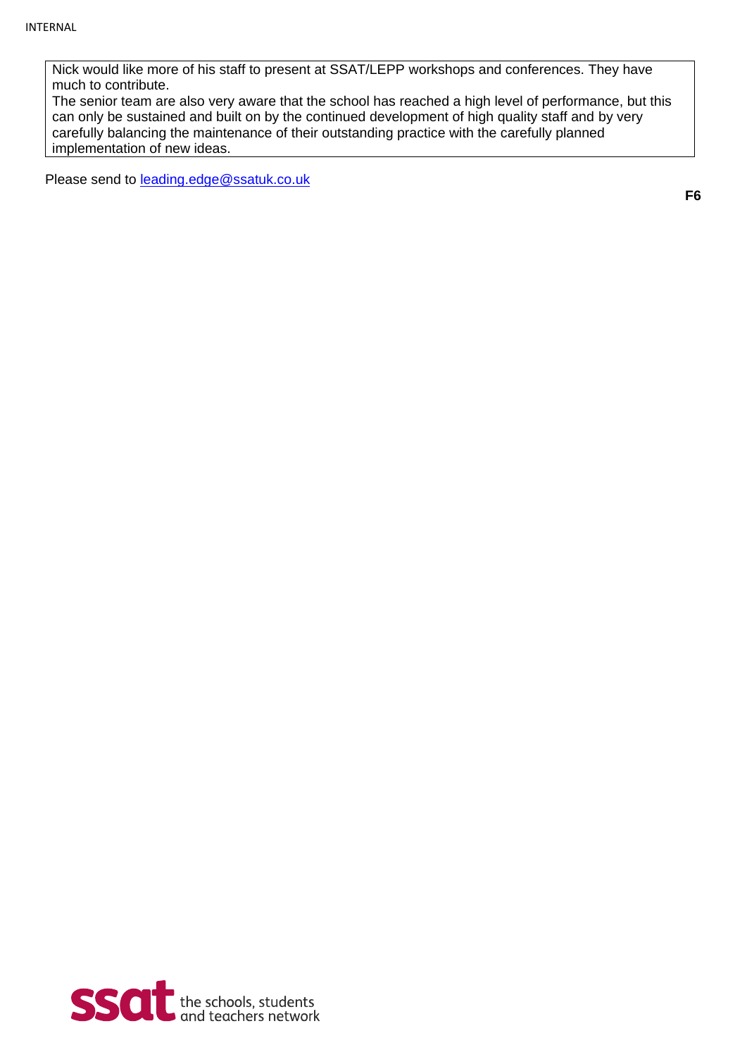Nick would like more of his staff to present at SSAT/LEPP workshops and conferences. They have much to contribute.
The senior team are also very aware that the school has reached a high level of performance, but this can only be sustained and built on by the continued development of high quality staff and by very carefully balancing the maintenance of their outstanding practice with the carefully planned implementation of new ideas.

Please send to leading.edge@ssatuk.co.uk

**F6**